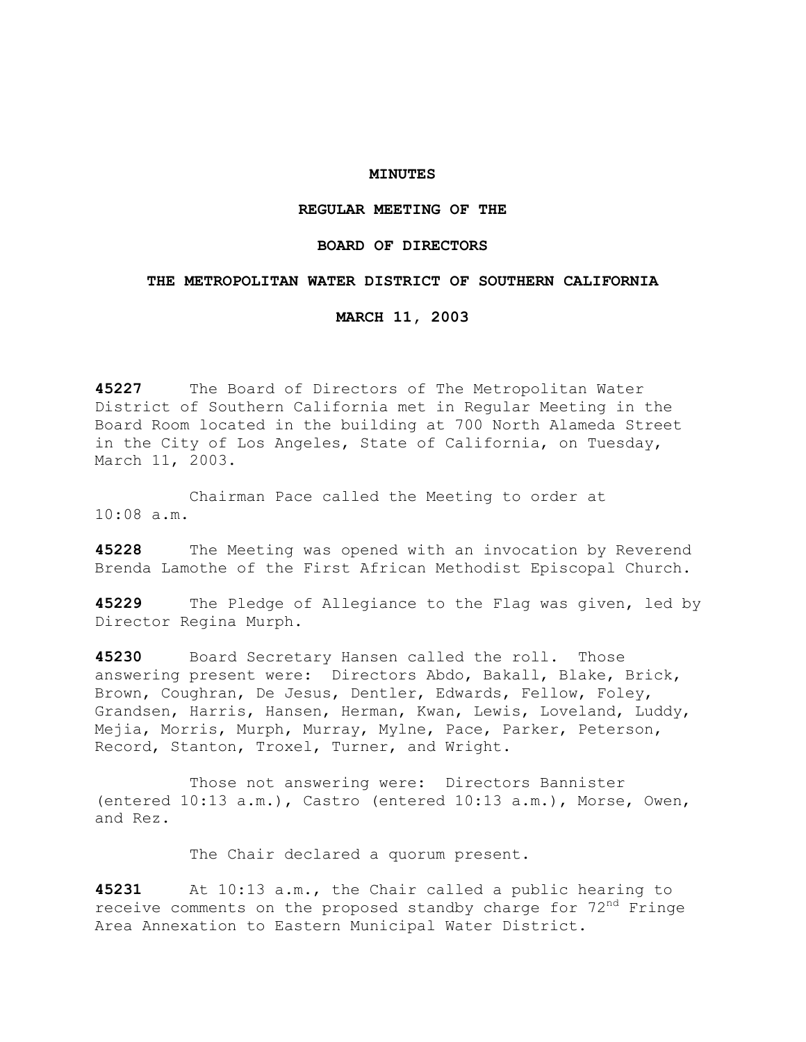**MINUTES**

**REGULAR MEETING OF THE**

**BOARD OF DIRECTORS**

**THE METROPOLITAN WATER DISTRICT OF SOUTHERN CALIFORNIA**

**MARCH 11, 2003**

**45227** The Board of Directors of The Metropolitan Water District of Southern California met in Regular Meeting in the Board Room located in the building at 700 North Alameda Street in the City of Los Angeles, State of California, on Tuesday, March 11, 2003.

Chairman Pace called the Meeting to order at 10:08 a.m.

**45228** The Meeting was opened with an invocation by Reverend Brenda Lamothe of the First African Methodist Episcopal Church.

**45229** The Pledge of Allegiance to the Flag was given, led by Director Regina Murph.

**45230** Board Secretary Hansen called the roll. Those answering present were: Directors Abdo, Bakall, Blake, Brick, Brown, Coughran, De Jesus, Dentler, Edwards, Fellow, Foley, Grandsen, Harris, Hansen, Herman, Kwan, Lewis, Loveland, Luddy, Mejia, Morris, Murph, Murray, Mylne, Pace, Parker, Peterson, Record, Stanton, Troxel, Turner, and Wright.

Those not answering were: Directors Bannister (entered 10:13 a.m.), Castro (entered 10:13 a.m.), Morse, Owen, and Rez.

The Chair declared a quorum present.

**45231** At 10:13 a.m., the Chair called a public hearing to receive comments on the proposed standby charge for 72nd Fringe Area Annexation to Eastern Municipal Water District.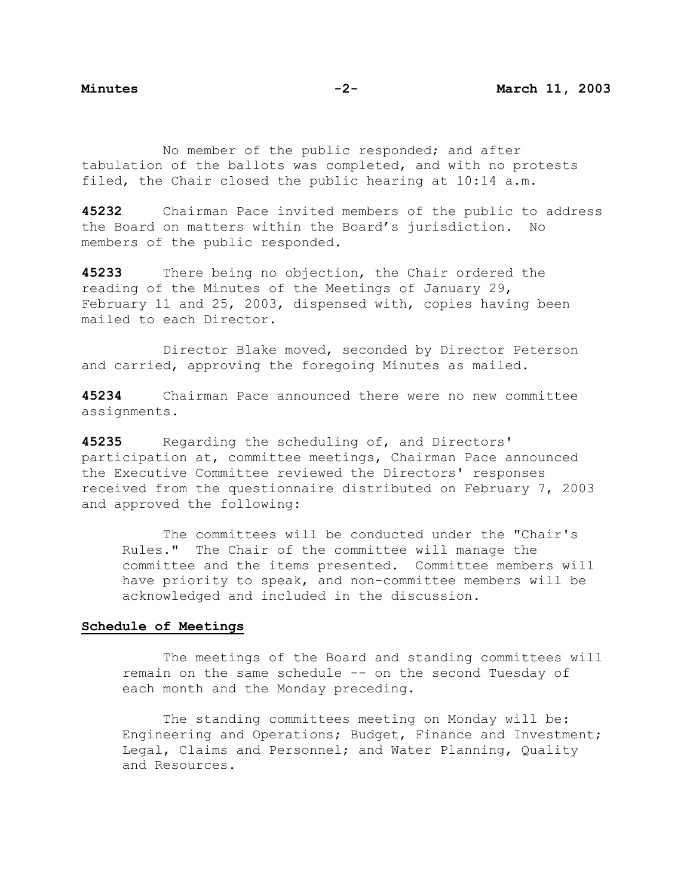No member of the public responded; and after tabulation of the ballots was completed, and with no protests filed, the Chair closed the public hearing at 10:14 a.m.

**45232** Chairman Pace invited members of the public to address the Board on matters within the Board's jurisdiction. No members of the public responded.

**45233** There being no objection, the Chair ordered the reading of the Minutes of the Meetings of January 29, February 11 and 25, 2003, dispensed with, copies having been mailed to each Director.

Director Blake moved, seconded by Director Peterson and carried, approving the foregoing Minutes as mailed.

**45234** Chairman Pace announced there were no new committee assignments.

**45235** Regarding the scheduling of, and Directors' participation at, committee meetings, Chairman Pace announced the Executive Committee reviewed the Directors' responses received from the questionnaire distributed on February 7, 2003 and approved the following:

> The committees will be conducted under the "Chair's Rules." The Chair of the committee will manage the committee and the items presented. Committee members will have priority to speak, and non-committee members will be acknowledged and included in the discussion.

**<u>Schedule of Meetings</u>**

> The meetings of the Board and standing committees will remain on the same schedule -- on the second Tuesday of each month and the Monday preceding.
>
> The standing committees meeting on Monday will be: Engineering and Operations; Budget, Finance and Investment; Legal, Claims and Personnel; and Water Planning, Quality and Resources.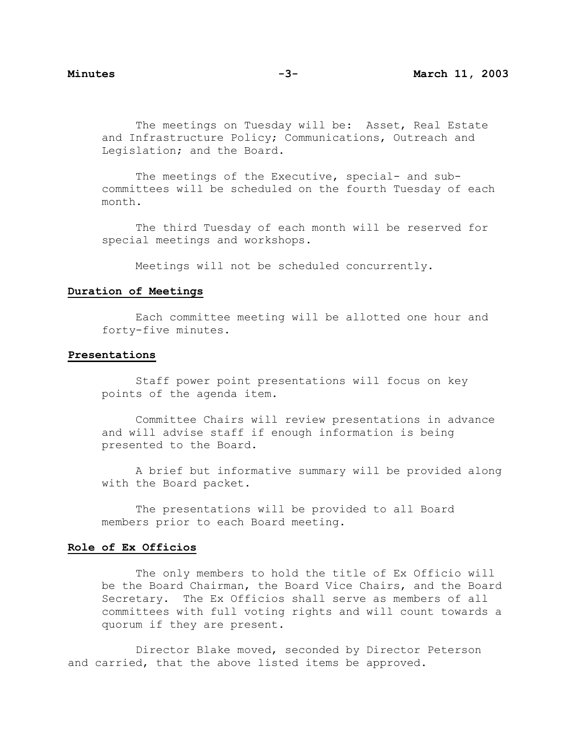The meetings on Tuesday will be: Asset, Real Estate and Infrastructure Policy; Communications, Outreach and Legislation; and the Board.

The meetings of the Executive, special- and sub-committees will be scheduled on the fourth Tuesday of each month.

The third Tuesday of each month will be reserved for special meetings and workshops.

Meetings will not be scheduled concurrently.

**Duration of Meetings**

Each committee meeting will be allotted one hour and forty-five minutes.

**Presentations**

Staff power point presentations will focus on key points of the agenda item.

Committee Chairs will review presentations in advance and will advise staff if enough information is being presented to the Board.

A brief but informative summary will be provided along with the Board packet.

The presentations will be provided to all Board members prior to each Board meeting.

**Role of Ex Officios**

The only members to hold the title of Ex Officio will be the Board Chairman, the Board Vice Chairs, and the Board Secretary. The Ex Officios shall serve as members of all committees with full voting rights and will count towards a quorum if they are present.

Director Blake moved, seconded by Director Peterson and carried, that the above listed items be approved.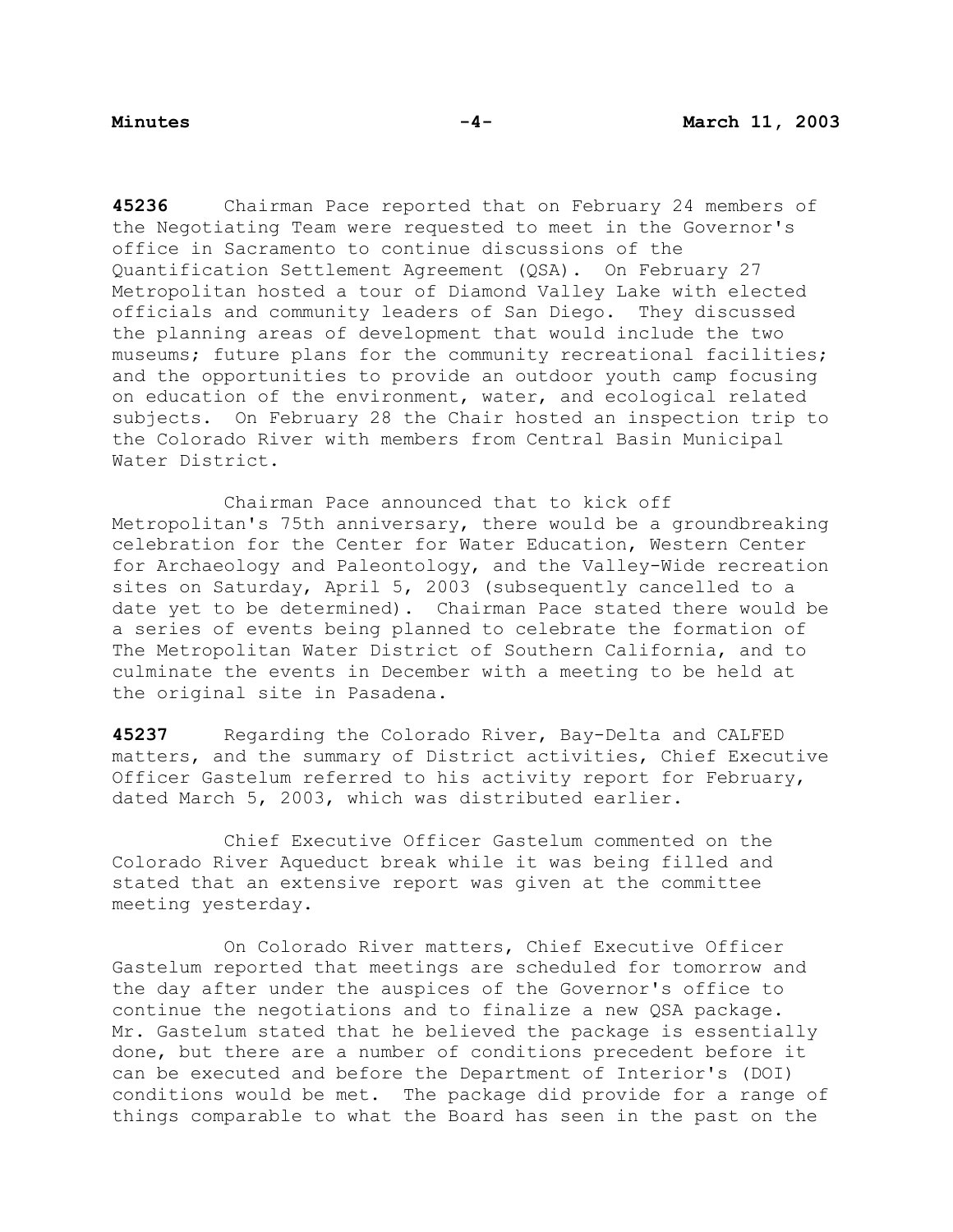**45236** Chairman Pace reported that on February 24 members of the Negotiating Team were requested to meet in the Governor's office in Sacramento to continue discussions of the Quantification Settlement Agreement (QSA). On February 27 Metropolitan hosted a tour of Diamond Valley Lake with elected officials and community leaders of San Diego. They discussed the planning areas of development that would include the two museums; future plans for the community recreational facilities; and the opportunities to provide an outdoor youth camp focusing on education of the environment, water, and ecological related subjects. On February 28 the Chair hosted an inspection trip to the Colorado River with members from Central Basin Municipal Water District.

Chairman Pace announced that to kick off Metropolitan's 75th anniversary, there would be a groundbreaking celebration for the Center for Water Education, Western Center for Archaeology and Paleontology, and the Valley-Wide recreation sites on Saturday, April 5, 2003 (subsequently cancelled to a date yet to be determined). Chairman Pace stated there would be a series of events being planned to celebrate the formation of The Metropolitan Water District of Southern California, and to culminate the events in December with a meeting to be held at the original site in Pasadena.

**45237** Regarding the Colorado River, Bay-Delta and CALFED matters, and the summary of District activities, Chief Executive Officer Gastelum referred to his activity report for February, dated March 5, 2003, which was distributed earlier.

Chief Executive Officer Gastelum commented on the Colorado River Aqueduct break while it was being filled and stated that an extensive report was given at the committee meeting yesterday.

On Colorado River matters, Chief Executive Officer Gastelum reported that meetings are scheduled for tomorrow and the day after under the auspices of the Governor's office to continue the negotiations and to finalize a new QSA package. Mr. Gastelum stated that he believed the package is essentially done, but there are a number of conditions precedent before it can be executed and before the Department of Interior's (DOI) conditions would be met. The package did provide for a range of things comparable to what the Board has seen in the past on the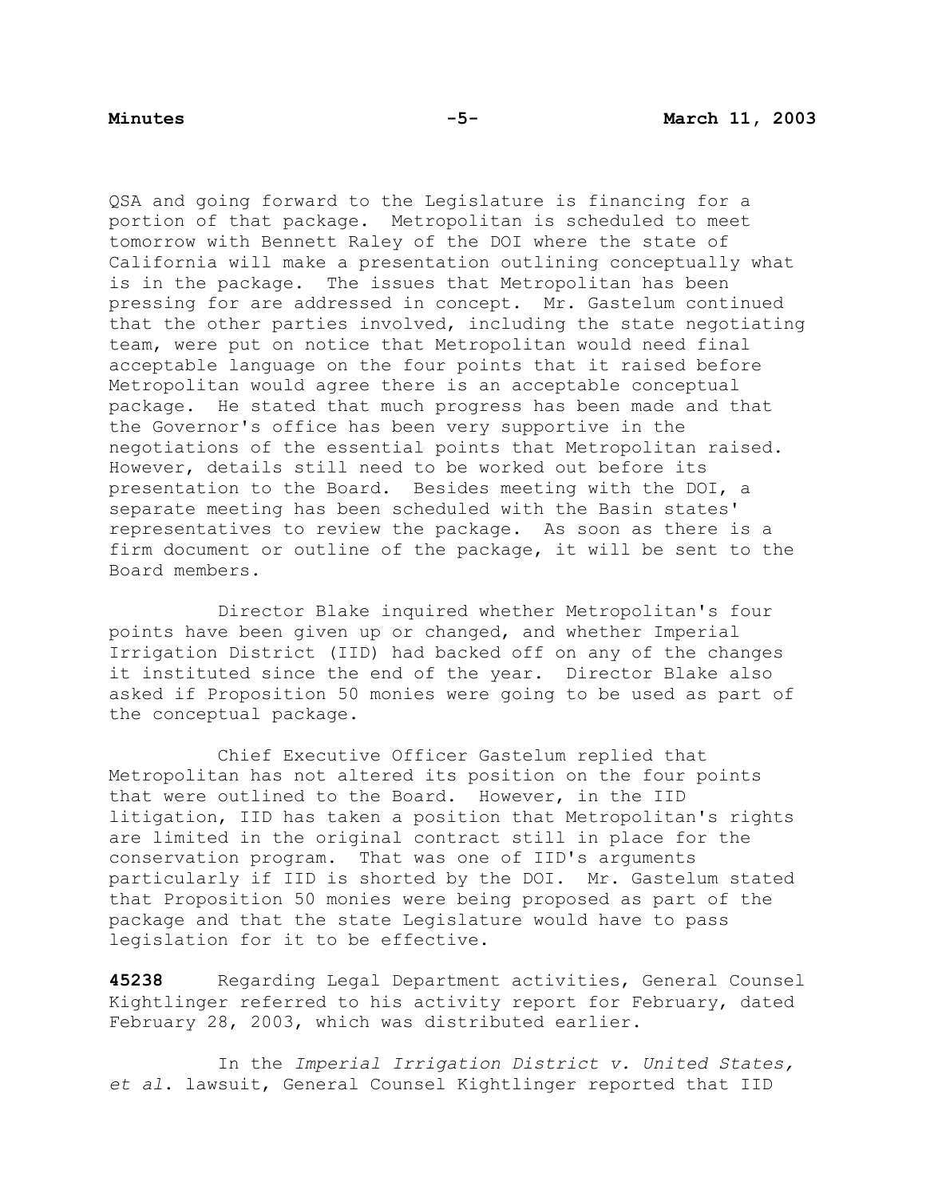QSA and going forward to the Legislature is financing for a portion of that package. Metropolitan is scheduled to meet tomorrow with Bennett Raley of the DOI where the state of California will make a presentation outlining conceptually what is in the package. The issues that Metropolitan has been pressing for are addressed in concept. Mr. Gastelum continued that the other parties involved, including the state negotiating team, were put on notice that Metropolitan would need final acceptable language on the four points that it raised before Metropolitan would agree there is an acceptable conceptual package. He stated that much progress has been made and that the Governor's office has been very supportive in the negotiations of the essential points that Metropolitan raised. However, details still need to be worked out before its presentation to the Board. Besides meeting with the DOI, a separate meeting has been scheduled with the Basin states' representatives to review the package. As soon as there is a firm document or outline of the package, it will be sent to the Board members.

Director Blake inquired whether Metropolitan's four points have been given up or changed, and whether Imperial Irrigation District (IID) had backed off on any of the changes it instituted since the end of the year. Director Blake also asked if Proposition 50 monies were going to be used as part of the conceptual package.

Chief Executive Officer Gastelum replied that Metropolitan has not altered its position on the four points that were outlined to the Board. However, in the IID litigation, IID has taken a position that Metropolitan's rights are limited in the original contract still in place for the conservation program. That was one of IID's arguments particularly if IID is shorted by the DOI. Mr. Gastelum stated that Proposition 50 monies were being proposed as part of the package and that the state Legislature would have to pass legislation for it to be effective.

**45238** Regarding Legal Department activities, General Counsel Kightlinger referred to his activity report for February, dated February 28, 2003, which was distributed earlier.

In the *Imperial Irrigation District v. United States, et al.* lawsuit, General Counsel Kightlinger reported that IID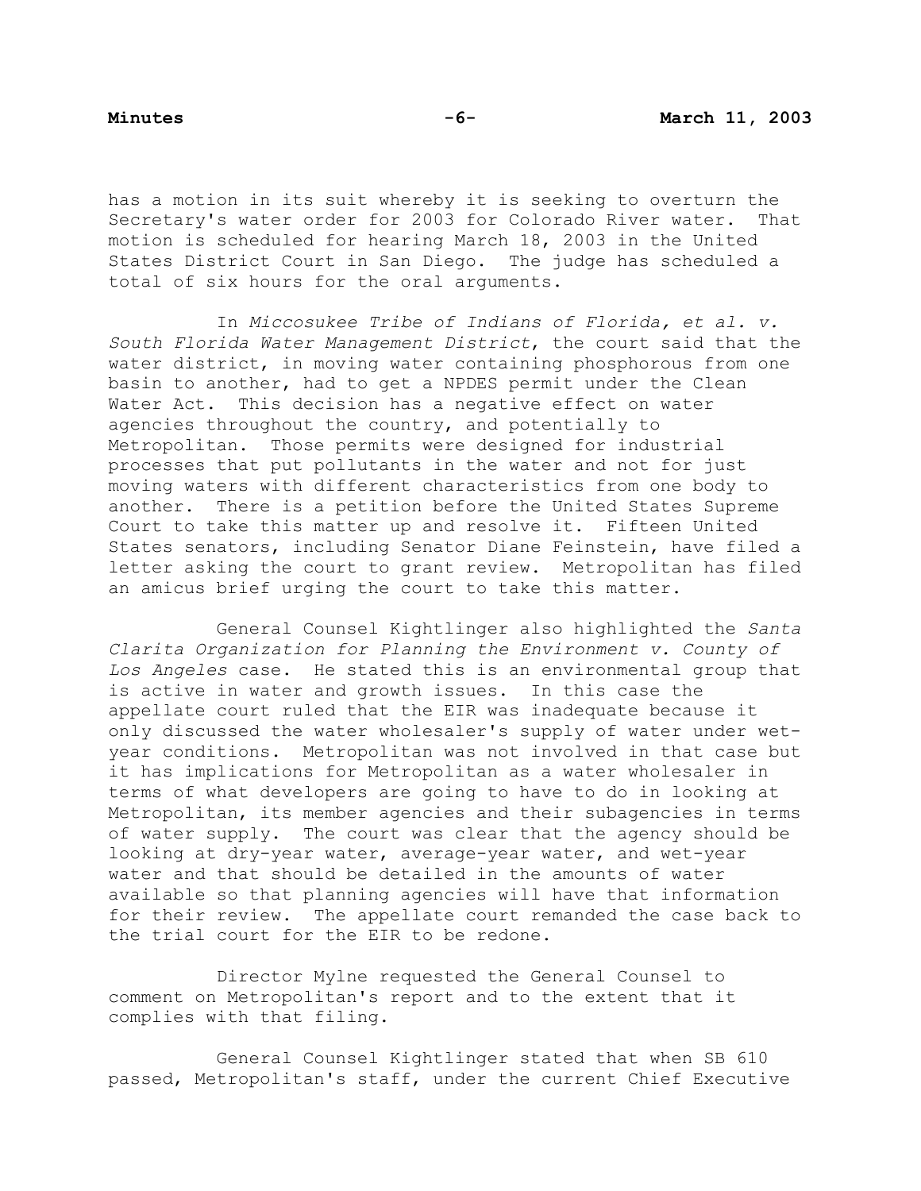has a motion in its suit whereby it is seeking to overturn the Secretary's water order for 2003 for Colorado River water. That motion is scheduled for hearing March 18, 2003 in the United States District Court in San Diego. The judge has scheduled a total of six hours for the oral arguments.

In *Miccosukee Tribe of Indians of Florida, et al. v. South Florida Water Management District*, the court said that the water district, in moving water containing phosphorous from one basin to another, had to get a NPDES permit under the Clean Water Act. This decision has a negative effect on water agencies throughout the country, and potentially to Metropolitan. Those permits were designed for industrial processes that put pollutants in the water and not for just moving waters with different characteristics from one body to another. There is a petition before the United States Supreme Court to take this matter up and resolve it. Fifteen United States senators, including Senator Diane Feinstein, have filed a letter asking the court to grant review. Metropolitan has filed an amicus brief urging the court to take this matter.

General Counsel Kightlinger also highlighted the *Santa Clarita Organization for Planning the Environment v. County of Los Angeles* case. He stated this is an environmental group that is active in water and growth issues. In this case the appellate court ruled that the EIR was inadequate because it only discussed the water wholesaler's supply of water under wet-year conditions. Metropolitan was not involved in that case but it has implications for Metropolitan as a water wholesaler in terms of what developers are going to have to do in looking at Metropolitan, its member agencies and their subagencies in terms of water supply. The court was clear that the agency should be looking at dry-year water, average-year water, and wet-year water and that should be detailed in the amounts of water available so that planning agencies will have that information for their review. The appellate court remanded the case back to the trial court for the EIR to be redone.

Director Mylne requested the General Counsel to comment on Metropolitan's report and to the extent that it complies with that filing.

General Counsel Kightlinger stated that when SB 610 passed, Metropolitan's staff, under the current Chief Executive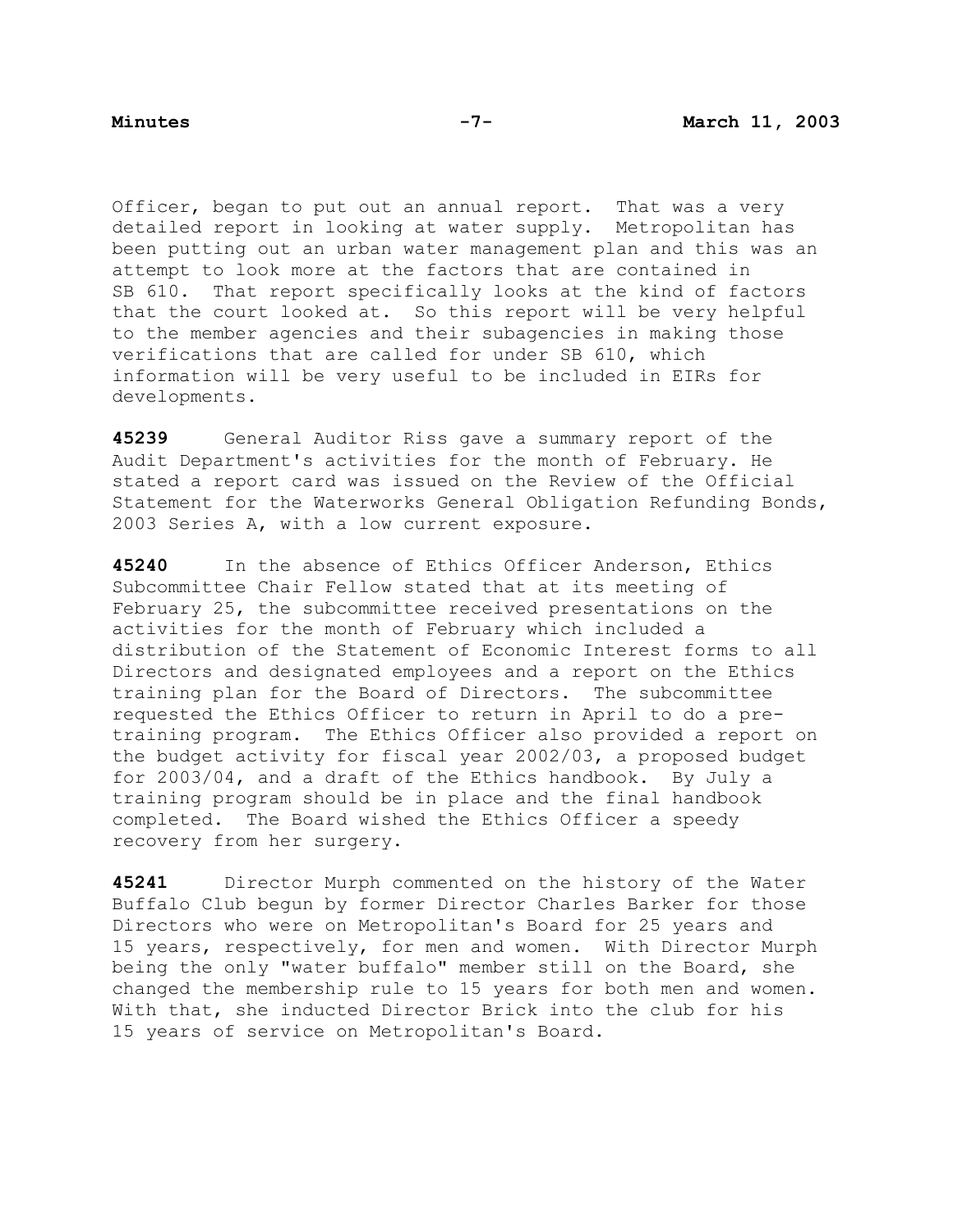Officer, began to put out an annual report. That was a very detailed report in looking at water supply. Metropolitan has been putting out an urban water management plan and this was an attempt to look more at the factors that are contained in SB 610. That report specifically looks at the kind of factors that the court looked at. So this report will be very helpful to the member agencies and their subagencies in making those verifications that are called for under SB 610, which information will be very useful to be included in EIRs for developments.

**45239** General Auditor Riss gave a summary report of the Audit Department's activities for the month of February. He stated a report card was issued on the Review of the Official Statement for the Waterworks General Obligation Refunding Bonds, 2003 Series A, with a low current exposure.

**45240** In the absence of Ethics Officer Anderson, Ethics Subcommittee Chair Fellow stated that at its meeting of February 25, the subcommittee received presentations on the activities for the month of February which included a distribution of the Statement of Economic Interest forms to all Directors and designated employees and a report on the Ethics training plan for the Board of Directors. The subcommittee requested the Ethics Officer to return in April to do a pre-training program. The Ethics Officer also provided a report on the budget activity for fiscal year 2002/03, a proposed budget for 2003/04, and a draft of the Ethics handbook. By July a training program should be in place and the final handbook completed. The Board wished the Ethics Officer a speedy recovery from her surgery.

**45241** Director Murph commented on the history of the Water Buffalo Club begun by former Director Charles Barker for those Directors who were on Metropolitan's Board for 25 years and 15 years, respectively, for men and women. With Director Murph being the only "water buffalo" member still on the Board, she changed the membership rule to 15 years for both men and women. With that, she inducted Director Brick into the club for his 15 years of service on Metropolitan's Board.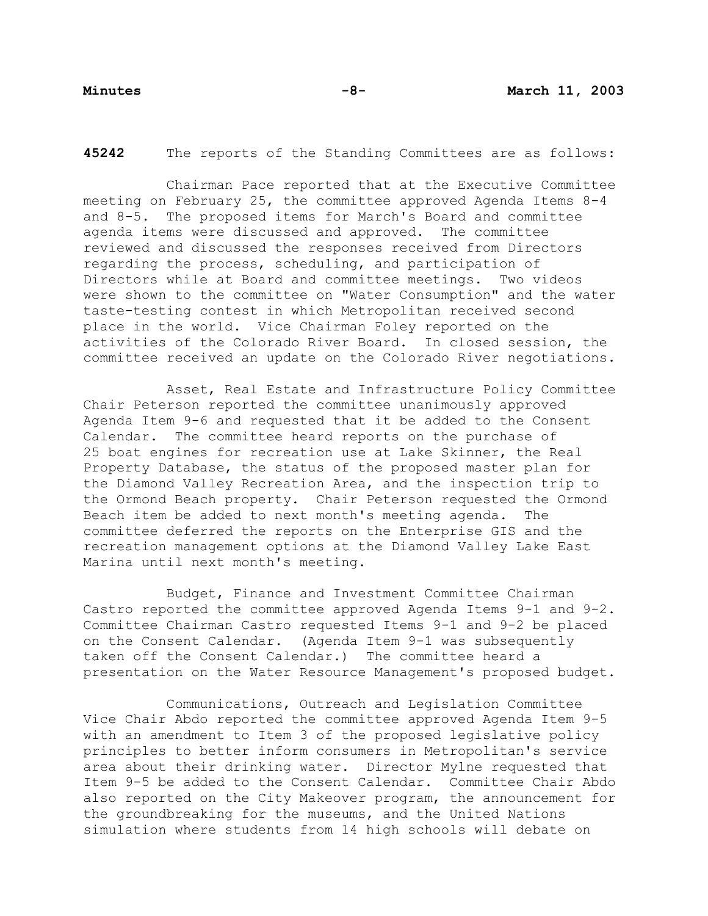**45242** The reports of the Standing Committees are as follows:

Chairman Pace reported that at the Executive Committee meeting on February 25, the committee approved Agenda Items 8-4 and 8-5. The proposed items for March's Board and committee agenda items were discussed and approved. The committee reviewed and discussed the responses received from Directors regarding the process, scheduling, and participation of Directors while at Board and committee meetings. Two videos were shown to the committee on "Water Consumption" and the water taste-testing contest in which Metropolitan received second place in the world. Vice Chairman Foley reported on the activities of the Colorado River Board. In closed session, the committee received an update on the Colorado River negotiations.

Asset, Real Estate and Infrastructure Policy Committee Chair Peterson reported the committee unanimously approved Agenda Item 9-6 and requested that it be added to the Consent Calendar. The committee heard reports on the purchase of 25 boat engines for recreation use at Lake Skinner, the Real Property Database, the status of the proposed master plan for the Diamond Valley Recreation Area, and the inspection trip to the Ormond Beach property. Chair Peterson requested the Ormond Beach item be added to next month's meeting agenda. The committee deferred the reports on the Enterprise GIS and the recreation management options at the Diamond Valley Lake East Marina until next month's meeting.

Budget, Finance and Investment Committee Chairman Castro reported the committee approved Agenda Items 9-1 and 9-2. Committee Chairman Castro requested Items 9-1 and 9-2 be placed on the Consent Calendar. (Agenda Item 9-1 was subsequently taken off the Consent Calendar.) The committee heard a presentation on the Water Resource Management's proposed budget.

Communications, Outreach and Legislation Committee Vice Chair Abdo reported the committee approved Agenda Item 9-5 with an amendment to Item 3 of the proposed legislative policy principles to better inform consumers in Metropolitan's service area about their drinking water. Director Mylne requested that Item 9-5 be added to the Consent Calendar. Committee Chair Abdo also reported on the City Makeover program, the announcement for the groundbreaking for the museums, and the United Nations simulation where students from 14 high schools will debate on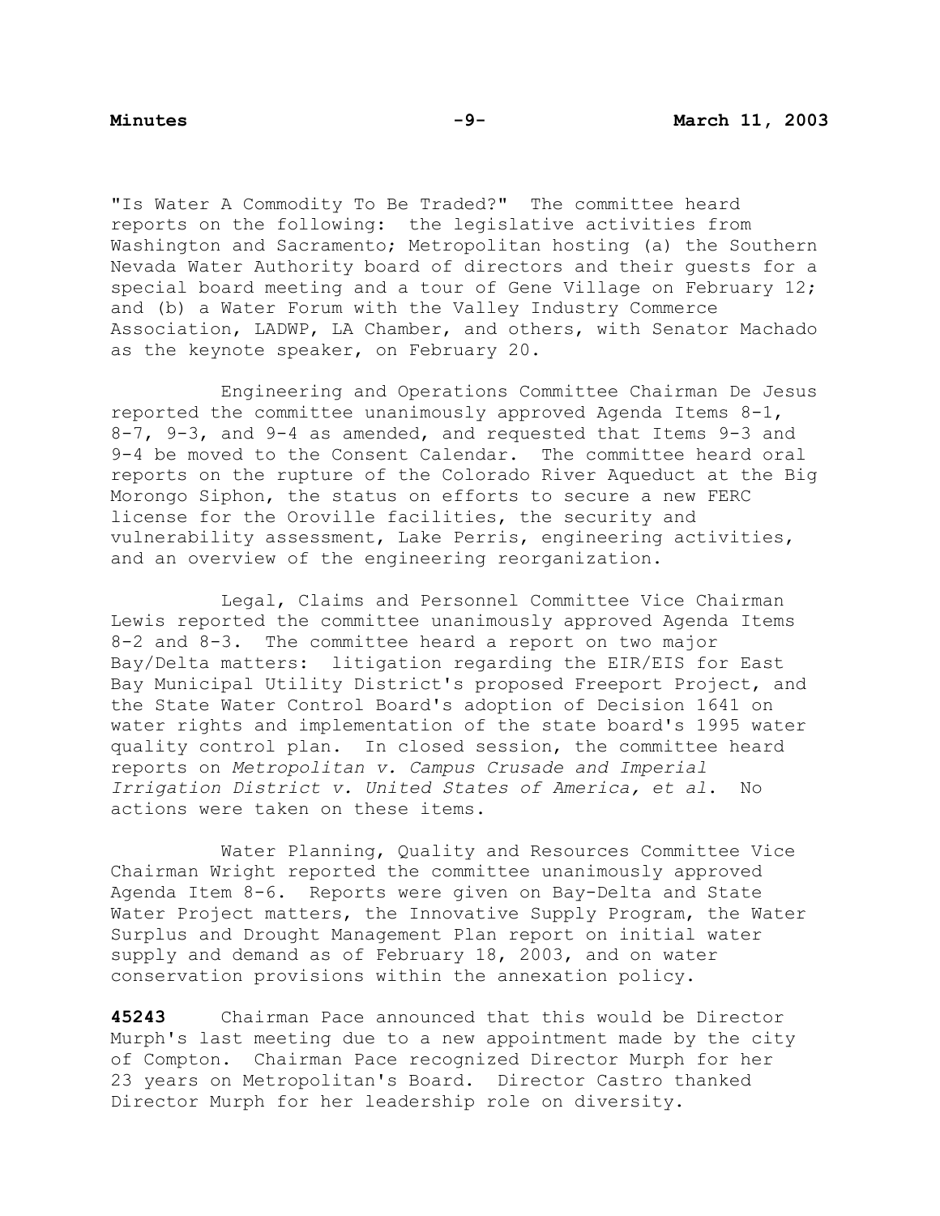"Is Water A Commodity To Be Traded?" The committee heard reports on the following: the legislative activities from Washington and Sacramento; Metropolitan hosting (a) the Southern Nevada Water Authority board of directors and their guests for a special board meeting and a tour of Gene Village on February 12; and (b) a Water Forum with the Valley Industry Commerce Association, LADWP, LA Chamber, and others, with Senator Machado as the keynote speaker, on February 20.

Engineering and Operations Committee Chairman De Jesus reported the committee unanimously approved Agenda Items 8-1, 8-7, 9-3, and 9-4 as amended, and requested that Items 9-3 and 9-4 be moved to the Consent Calendar. The committee heard oral reports on the rupture of the Colorado River Aqueduct at the Big Morongo Siphon, the status on efforts to secure a new FERC license for the Oroville facilities, the security and vulnerability assessment, Lake Perris, engineering activities, and an overview of the engineering reorganization.

Legal, Claims and Personnel Committee Vice Chairman Lewis reported the committee unanimously approved Agenda Items 8-2 and 8-3. The committee heard a report on two major Bay/Delta matters: litigation regarding the EIR/EIS for East Bay Municipal Utility District's proposed Freeport Project, and the State Water Control Board's adoption of Decision 1641 on water rights and implementation of the state board's 1995 water quality control plan. In closed session, the committee heard reports on *Metropolitan v. Campus Crusade and Imperial Irrigation District v. United States of America, et al*. No actions were taken on these items.

Water Planning, Quality and Resources Committee Vice Chairman Wright reported the committee unanimously approved Agenda Item 8-6. Reports were given on Bay-Delta and State Water Project matters, the Innovative Supply Program, the Water Surplus and Drought Management Plan report on initial water supply and demand as of February 18, 2003, and on water conservation provisions within the annexation policy.

**45243** Chairman Pace announced that this would be Director Murph's last meeting due to a new appointment made by the city of Compton. Chairman Pace recognized Director Murph for her 23 years on Metropolitan's Board. Director Castro thanked Director Murph for her leadership role on diversity.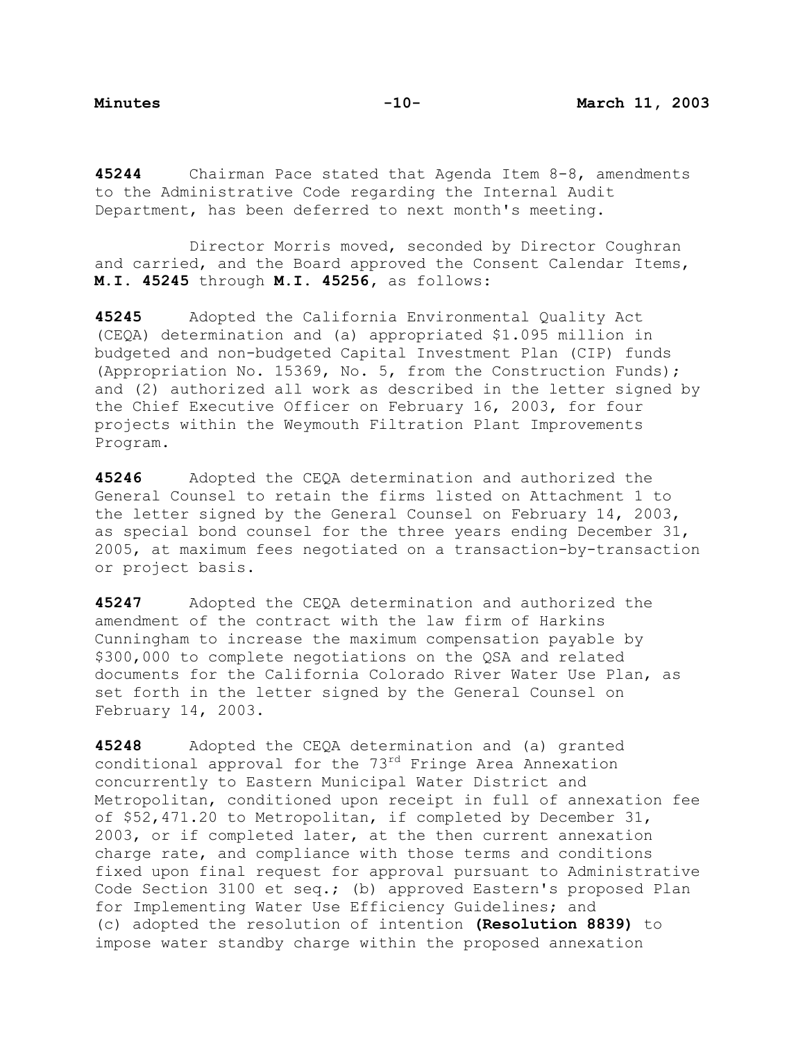**45244** Chairman Pace stated that Agenda Item 8-8, amendments to the Administrative Code regarding the Internal Audit Department, has been deferred to next month's meeting.

Director Morris moved, seconded by Director Coughran and carried, and the Board approved the Consent Calendar Items, **M.I. 45245** through **M.I. 45256**, as follows:

**45245** Adopted the California Environmental Quality Act (CEQA) determination and (a) appropriated $1.095 million in budgeted and non-budgeted Capital Investment Plan (CIP) funds (Appropriation No. 15369, No. 5, from the Construction Funds); and (2) authorized all work as described in the letter signed by the Chief Executive Officer on February 16, 2003, for four projects within the Weymouth Filtration Plant Improvements Program.

**45246** Adopted the CEQA determination and authorized the General Counsel to retain the firms listed on Attachment 1 to the letter signed by the General Counsel on February 14, 2003, as special bond counsel for the three years ending December 31, 2005, at maximum fees negotiated on a transaction-by-transaction or project basis.

**45247** Adopted the CEQA determination and authorized the amendment of the contract with the law firm of Harkins Cunningham to increase the maximum compensation payable by $300,000 to complete negotiations on the QSA and related documents for the California Colorado River Water Use Plan, as set forth in the letter signed by the General Counsel on February 14, 2003.

**45248** Adopted the CEQA determination and (a) granted conditional approval for the 73rd Fringe Area Annexation concurrently to Eastern Municipal Water District and Metropolitan, conditioned upon receipt in full of annexation fee of $52,471.20 to Metropolitan, if completed by December 31, 2003, or if completed later, at the then current annexation charge rate, and compliance with those terms and conditions fixed upon final request for approval pursuant to Administrative Code Section 3100 et seq.; (b) approved Eastern's proposed Plan for Implementing Water Use Efficiency Guidelines; and (c) adopted the resolution of intention **(Resolution 8839)** to impose water standby charge within the proposed annexation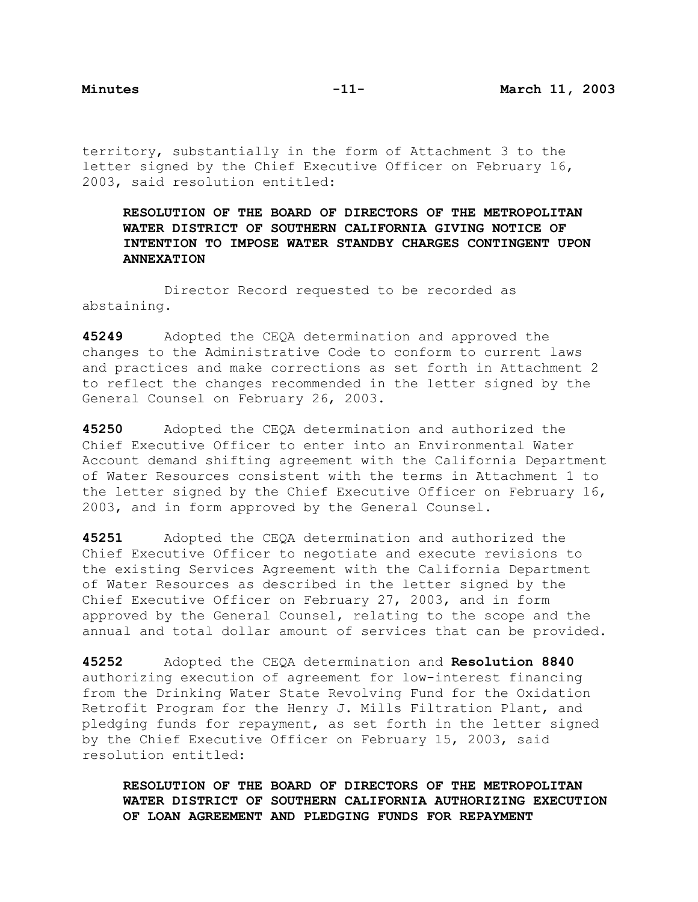territory, substantially in the form of Attachment 3 to the letter signed by the Chief Executive Officer on February 16, 2003, said resolution entitled:

**RESOLUTION OF THE BOARD OF DIRECTORS OF THE METROPOLITAN WATER DISTRICT OF SOUTHERN CALIFORNIA GIVING NOTICE OF INTENTION TO IMPOSE WATER STANDBY CHARGES CONTINGENT UPON ANNEXATION**

Director Record requested to be recorded as abstaining.

**45249** Adopted the CEQA determination and approved the changes to the Administrative Code to conform to current laws and practices and make corrections as set forth in Attachment 2 to reflect the changes recommended in the letter signed by the General Counsel on February 26, 2003.

**45250** Adopted the CEQA determination and authorized the Chief Executive Officer to enter into an Environmental Water Account demand shifting agreement with the California Department of Water Resources consistent with the terms in Attachment 1 to the letter signed by the Chief Executive Officer on February 16, 2003, and in form approved by the General Counsel.

**45251** Adopted the CEQA determination and authorized the Chief Executive Officer to negotiate and execute revisions to the existing Services Agreement with the California Department of Water Resources as described in the letter signed by the Chief Executive Officer on February 27, 2003, and in form approved by the General Counsel, relating to the scope and the annual and total dollar amount of services that can be provided.

**45252** Adopted the CEQA determination and **Resolution 8840** authorizing execution of agreement for low-interest financing from the Drinking Water State Revolving Fund for the Oxidation Retrofit Program for the Henry J. Mills Filtration Plant, and pledging funds for repayment, as set forth in the letter signed by the Chief Executive Officer on February 15, 2003, said resolution entitled:

**RESOLUTION OF THE BOARD OF DIRECTORS OF THE METROPOLITAN WATER DISTRICT OF SOUTHERN CALIFORNIA AUTHORIZING EXECUTION OF LOAN AGREEMENT AND PLEDGING FUNDS FOR REPAYMENT**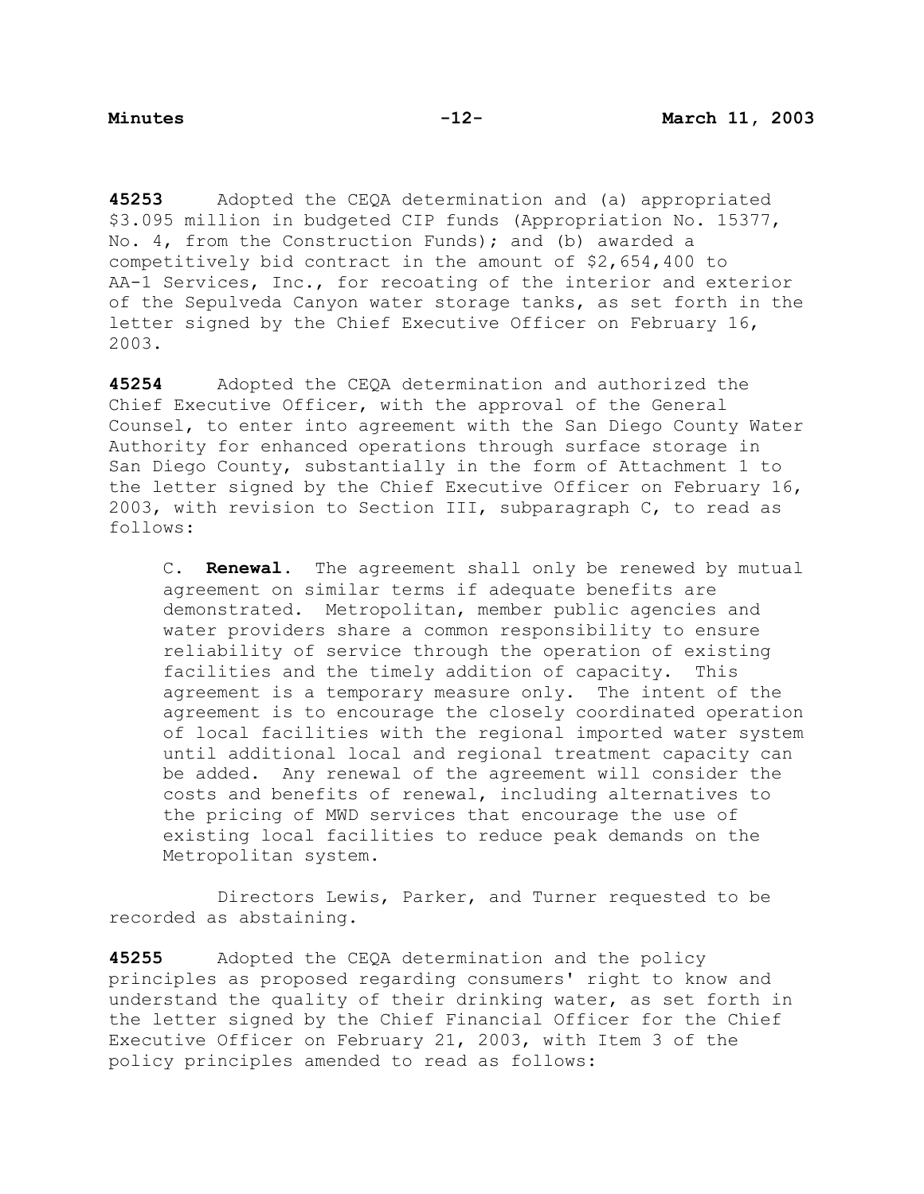**45253** Adopted the CEQA determination and (a) appropriated $3.095 million in budgeted CIP funds (Appropriation No. 15377, No. 4, from the Construction Funds); and (b) awarded a competitively bid contract in the amount of $2,654,400 to AA-1 Services, Inc., for recoating of the interior and exterior of the Sepulveda Canyon water storage tanks, as set forth in the letter signed by the Chief Executive Officer on February 16, 2003.

**45254** Adopted the CEQA determination and authorized the Chief Executive Officer, with the approval of the General Counsel, to enter into agreement with the San Diego County Water Authority for enhanced operations through surface storage in San Diego County, substantially in the form of Attachment 1 to the letter signed by the Chief Executive Officer on February 16, 2003, with revision to Section III, subparagraph C, to read as follows:

> C. **Renewal**. The agreement shall only be renewed by mutual agreement on similar terms if adequate benefits are demonstrated. Metropolitan, member public agencies and water providers share a common responsibility to ensure reliability of service through the operation of existing facilities and the timely addition of capacity. This agreement is a temporary measure only. The intent of the agreement is to encourage the closely coordinated operation of local facilities with the regional imported water system until additional local and regional treatment capacity can be added. Any renewal of the agreement will consider the costs and benefits of renewal, including alternatives to the pricing of MWD services that encourage the use of existing local facilities to reduce peak demands on the Metropolitan system.

Directors Lewis, Parker, and Turner requested to be recorded as abstaining.

**45255** Adopted the CEQA determination and the policy principles as proposed regarding consumers' right to know and understand the quality of their drinking water, as set forth in the letter signed by the Chief Financial Officer for the Chief Executive Officer on February 21, 2003, with Item 3 of the policy principles amended to read as follows: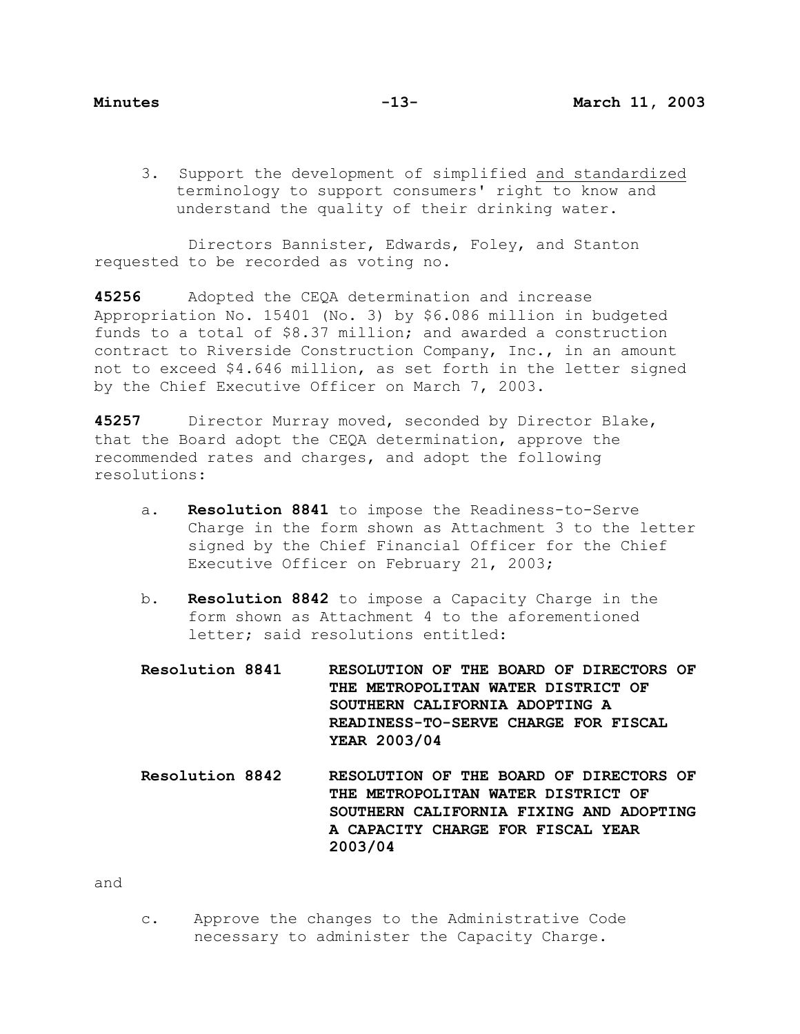3. Support the development of simplified and standardized terminology to support consumers' right to know and understand the quality of their drinking water.

Directors Bannister, Edwards, Foley, and Stanton requested to be recorded as voting no.

**45256** Adopted the CEQA determination and increase Appropriation No. 15401 (No. 3) by $6.086 million in budgeted funds to a total of $8.37 million; and awarded a construction contract to Riverside Construction Company, Inc., in an amount not to exceed $4.646 million, as set forth in the letter signed by the Chief Executive Officer on March 7, 2003.

**45257** Director Murray moved, seconded by Director Blake, that the Board adopt the CEQA determination, approve the recommended rates and charges, and adopt the following resolutions:

a. **Resolution 8841** to impose the Readiness-to-Serve Charge in the form shown as Attachment 3 to the letter signed by the Chief Financial Officer for the Chief Executive Officer on February 21, 2003;

b. **Resolution 8842** to impose a Capacity Charge in the form shown as Attachment 4 to the aforementioned letter; said resolutions entitled:

**Resolution 8841** **RESOLUTION OF THE BOARD OF DIRECTORS OF THE METROPOLITAN WATER DISTRICT OF SOUTHERN CALIFORNIA ADOPTING A READINESS-TO-SERVE CHARGE FOR FISCAL YEAR 2003/04**

**Resolution 8842** **RESOLUTION OF THE BOARD OF DIRECTORS OF THE METROPOLITAN WATER DISTRICT OF SOUTHERN CALIFORNIA FIXING AND ADOPTING A CAPACITY CHARGE FOR FISCAL YEAR 2003/04**

and

c. Approve the changes to the Administrative Code necessary to administer the Capacity Charge.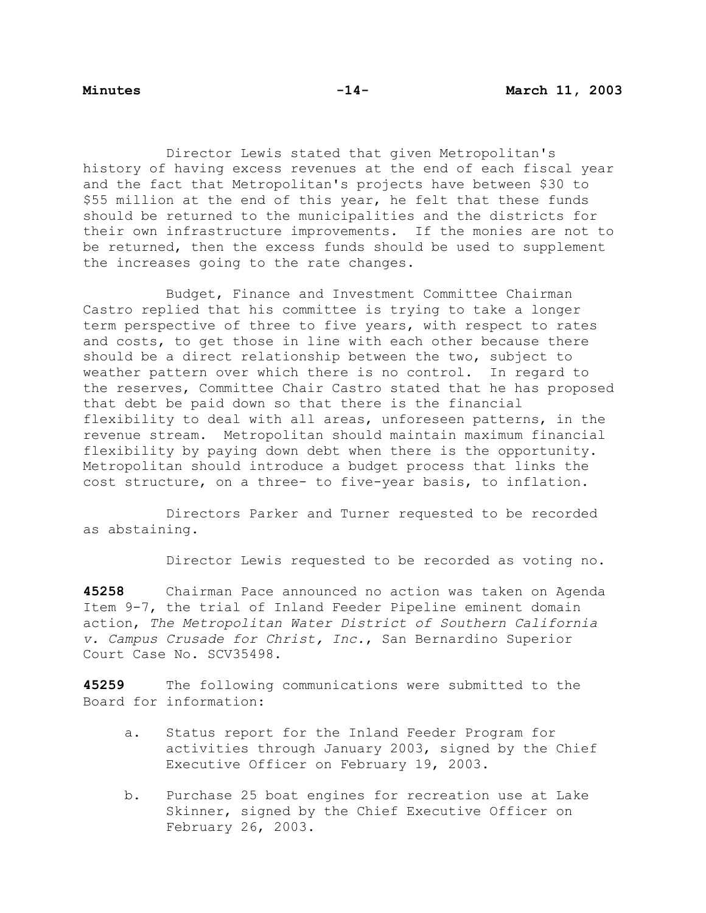Director Lewis stated that given Metropolitan's history of having excess revenues at the end of each fiscal year and the fact that Metropolitan's projects have between $30 to $55 million at the end of this year, he felt that these funds should be returned to the municipalities and the districts for their own infrastructure improvements. If the monies are not to be returned, then the excess funds should be used to supplement the increases going to the rate changes.

Budget, Finance and Investment Committee Chairman Castro replied that his committee is trying to take a longer term perspective of three to five years, with respect to rates and costs, to get those in line with each other because there should be a direct relationship between the two, subject to weather pattern over which there is no control. In regard to the reserves, Committee Chair Castro stated that he has proposed that debt be paid down so that there is the financial flexibility to deal with all areas, unforeseen patterns, in the revenue stream. Metropolitan should maintain maximum financial flexibility by paying down debt when there is the opportunity. Metropolitan should introduce a budget process that links the cost structure, on a three- to five-year basis, to inflation.

Directors Parker and Turner requested to be recorded as abstaining.

Director Lewis requested to be recorded as voting no.

**45258** Chairman Pace announced no action was taken on Agenda Item 9-7, the trial of Inland Feeder Pipeline eminent domain action, *The Metropolitan Water District of Southern California v. Campus Crusade for Christ, Inc.*, San Bernardino Superior Court Case No. SCV35498.

**45259** The following communications were submitted to the Board for information:

a. Status report for the Inland Feeder Program for activities through January 2003, signed by the Chief Executive Officer on February 19, 2003.

b. Purchase 25 boat engines for recreation use at Lake Skinner, signed by the Chief Executive Officer on February 26, 2003.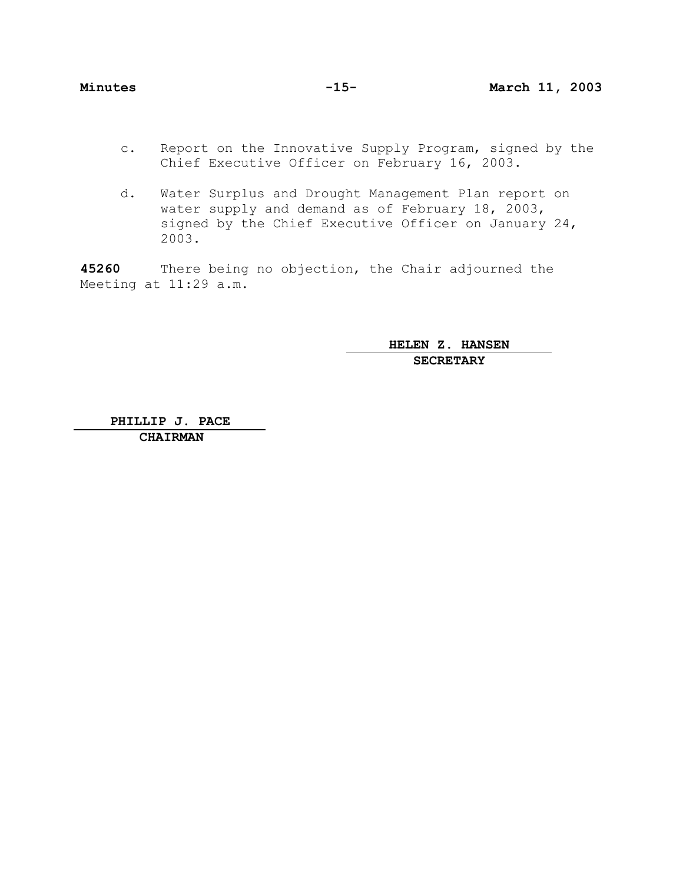c. Report on the Innovative Supply Program, signed by the Chief Executive Officer on February 16, 2003.

d. Water Surplus and Drought Management Plan report on water supply and demand as of February 18, 2003, signed by the Chief Executive Officer on January 24, 2003.

**45260** There being no objection, the Chair adjourned the Meeting at 11:29 a.m.

**HELEN Z. HANSEN**
**SECRETARY**

**PHILLIP J. PACE**
**CHAIRMAN**